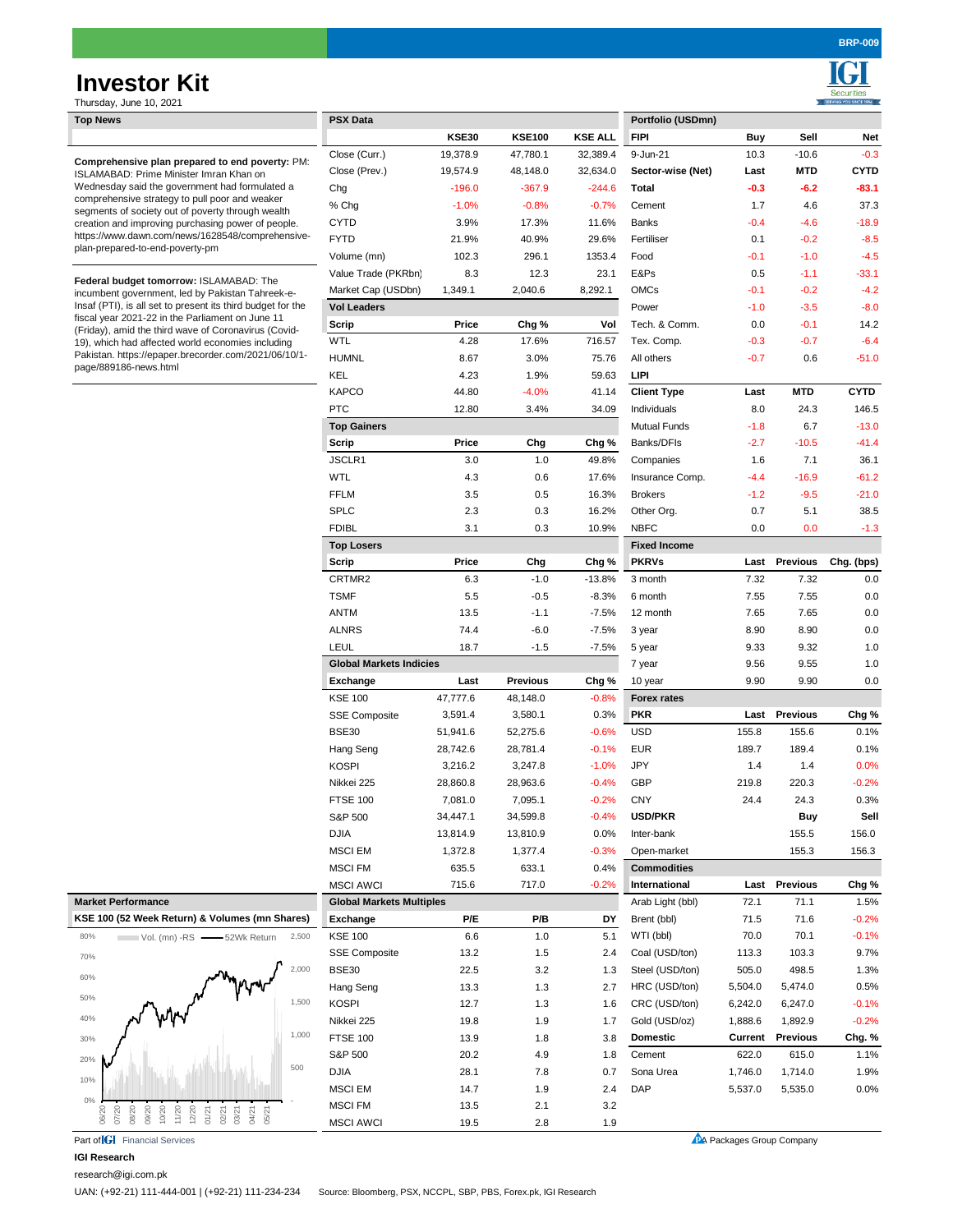# Investor Kit

Thursday, June 10, 2021

BRP-009

## Top News

**Comprehensive plan prepared to end poverty:** PM: ISLAMABAD: Prime Minister Imran Khan on Wednesday said the government had formulated a comprehensive strategy to pull poor and weaker segments of society out of poverty through wealth creation and improving purchasing power of people. https://www.dawn.com/news/1628548/comprehensive-plan-prepared-to-end-poverty-pm

**Federal budget tomorrow:** ISLAMABAD: The incumbent government, led by Pakistan Tahreek-e-Insaf (PTI), is all set to present its third budget for the fiscal year 2021-22 in the Parliament on June 11 (Friday), amid the third wave of Coronavirus (Covid-19), which had affected world economies including Pakistan. https://epaper.brecorder.com/2021/06/10/1-page/889186-news.html

## Market Performance

KSE 100 (52 Week Return) & Volumes (mn Shares)

Vol. (mn) -RS — 52Wk Return

## PSX Data

| | KSE30 | KSE100 | KSE ALL |
|---|---|---|---|
| Close (Curr.) | 19,378.9 | 47,780.1 | 32,389.4 |
| Close (Prev.) | 19,574.9 | 48,148.0 | 32,634.0 |
| Chg | -196.0 | -367.9 | -244.6 |
| % Chg | -1.0% | -0.8% | -0.7% |
| CYTD | 3.9% | 17.3% | 11.6% |
| FYTD | 21.9% | 40.9% | 29.6% |
| Volume (mn) | 102.3 | 296.1 | 1353.4 |
| Value Trade (PKRbn) | 8.3 | 12.3 | 23.1 |
| Market Cap (USDbn) | 1,349.1 | 2,040.6 | 8,292.1 |

### Vol Leaders

| Scrip | Price | Chg % | Vol |
|---|---|---|---|
| WTL | 4.28 | 17.6% | 716.57 |
| HUMNL | 8.67 | 3.0% | 75.76 |
| KEL | 4.23 | 1.9% | 59.63 |
| KAPCO | 44.80 | -4.0% | 41.14 |
| PTC | 12.80 | 3.4% | 34.09 |

### Top Gainers

| Scrip | Price | Chg | Chg % |
|---|---|---|---|
| JSCLR1 | 3.0 | 1.0 | 49.8% |
| WTL | 4.3 | 0.6 | 17.6% |
| FFLM | 3.5 | 0.5 | 16.3% |
| SPLC | 2.3 | 0.3 | 16.2% |
| FDIBL | 3.1 | 0.3 | 10.9% |

### Top Losers

| Scrip | Price | Chg | Chg % |
|---|---|---|---|
| CRTMR2 | 6.3 | -1.0 | -13.8% |
| TSMF | 5.5 | -0.5 | -8.3% |
| ANTM | 13.5 | -1.1 | -7.5% |
| ALNRS | 74.4 | -6.0 | -7.5% |
| LEUL | 18.7 | -1.5 | -7.5% |

### Global Markets Indicies

| Exchange | Last | Previous | Chg % |
|---|---|---|---|
| KSE 100 | 47,777.6 | 48,148.0 | -0.8% |
| SSE Composite | 3,591.4 | 3,580.1 | 0.3% |
| BSE30 | 51,941.6 | 52,275.6 | -0.6% |
| Hang Seng | 28,742.6 | 28,781.4 | -0.1% |
| KOSPI | 3,216.2 | 3,247.8 | -1.0% |
| Nikkei 225 | 28,860.8 | 28,963.6 | -0.4% |
| FTSE 100 | 7,081.0 | 7,095.1 | -0.2% |
| S&P 500 | 34,447.1 | 34,599.8 | -0.4% |
| DJIA | 13,814.9 | 13,810.9 | 0.0% |
| MSCI EM | 1,372.8 | 1,377.4 | -0.3% |
| MSCI FM | 635.5 | 633.1 | 0.4% |
| MSCI AWCI | 715.6 | 717.0 | -0.2% |

### Global Markets Multiples

| Exchange | P/E | P/B | DY |
|---|---|---|---|
| KSE 100 | 6.6 | 1.0 | 5.1 |
| SSE Composite | 13.2 | 1.5 | 2.4 |
| BSE30 | 22.5 | 3.2 | 1.3 |
| Hang Seng | 13.3 | 1.3 | 2.7 |
| KOSPI | 12.7 | 1.3 | 1.6 |
| Nikkei 225 | 19.8 | 1.9 | 1.7 |
| FTSE 100 | 13.9 | 1.8 | 3.8 |
| S&P 500 | 20.2 | 4.9 | 1.8 |
| DJIA | 28.1 | 7.8 | 0.7 |
| MSCI EM | 14.7 | 1.9 | 2.4 |
| MSCI FM | 13.5 | 2.1 | 3.2 |
| MSCI AWCI | 19.5 | 2.8 | 1.9 |

## Portfolio (USDmn)

| FIPI | Buy | Sell | Net |
|---|---|---|---|
| 9-Jun-21 | 10.3 | -10.6 | -0.3 |
| **Sector-wise (Net)** | **Last** | **MTD** | **CYTD** |
| **Total** | **-0.3** | **-6.2** | **-83.1** |
| Cement | 1.7 | 4.6 | 37.3 |
| Banks | -0.4 | -4.6 | -18.9 |
| Fertiliser | 0.1 | -0.2 | -8.5 |
| Food | -0.1 | -1.0 | -4.5 |
| E&Ps | 0.5 | -1.1 | -33.1 |
| OMCs | -0.1 | -0.2 | -4.2 |
| Power | -1.0 | -3.5 | -8.0 |
| Tech. & Comm. | 0.0 | -0.1 | 14.2 |
| Tex. Comp. | -0.3 | -0.7 | -6.4 |
| All others | -0.7 | 0.6 | -51.0 |

### LIPI

| Client Type | Last | MTD | CYTD |
|---|---|---|---|
| Individuals | 8.0 | 24.3 | 146.5 |
| Mutual Funds | -1.8 | 6.7 | -13.0 |
| Banks/DFIs | -2.7 | -10.5 | -41.4 |
| Companies | 1.6 | 7.1 | 36.1 |
| Insurance Comp. | -4.4 | -16.9 | -61.2 |
| Brokers | -1.2 | -9.5 | -21.0 |
| Other Org. | 0.7 | 5.1 | 38.5 |
| NBFC | 0.0 | 0.0 | -1.3 |

### Fixed Income

| PKRVs | Last | Previous | Chg. (bps) |
|---|---|---|---|
| 3 month | 7.32 | 7.32 | 0.0 |
| 6 month | 7.55 | 7.55 | 0.0 |
| 12 month | 7.65 | 7.65 | 0.0 |
| 3 year | 8.90 | 8.90 | 0.0 |
| 5 year | 9.33 | 9.32 | 1.0 |
| 7 year | 9.56 | 9.55 | 1.0 |
| 10 year | 9.90 | 9.90 | 0.0 |

### Forex rates

| PKR | Last | Previous | Chg % |
|---|---|---|---|
| USD | 155.8 | 155.6 | 0.1% |
| EUR | 189.7 | 189.4 | 0.1% |
| JPY | 1.4 | 1.4 | 0.0% |
| GBP | 219.8 | 220.3 | -0.2% |
| CNY | 24.4 | 24.3 | 0.3% |
| **USD/PKR** | | **Buy** | **Sell** |
| Inter-bank | | 155.5 | 156.0 |
| Open-market | | 155.3 | 156.3 |

### Commodities

| International | Last | Previous | Chg % |
|---|---|---|---|
| Arab Light (bbl) | 72.1 | 71.1 | 1.5% |
| Brent (bbl) | 71.5 | 71.6 | -0.2% |
| WTI (bbl) | 70.0 | 70.1 | -0.1% |
| Coal (USD/ton) | 113.3 | 103.3 | 9.7% |
| Steel (USD/ton) | 505.0 | 498.5 | 1.3% |
| HRC (USD/ton) | 5,504.0 | 5,474.0 | 0.5% |
| CRC (USD/ton) | 6,242.0 | 6,247.0 | -0.1% |
| Gold (USD/oz) | 1,888.6 | 1,892.9 | -0.2% |
| **Domestic** | **Current** | **Previous** | **Chg. %** |
| Cement | 622.0 | 615.0 | 1.1% |
| Sona Urea | 1,746.0 | 1,714.0 | 1.9% |
| DAP | 5,537.0 | 5,535.0 | 0.0% |

Part of IGI Financial Services

A Packages Group Company

**IGI Research**

research@igi.com.pk

UAN: (+92-21) 111-444-001 | (+92-21) 111-234-234

Source: Bloomberg, PSX, NCCPL, SBP, PBS, Forex.pk, IGI Research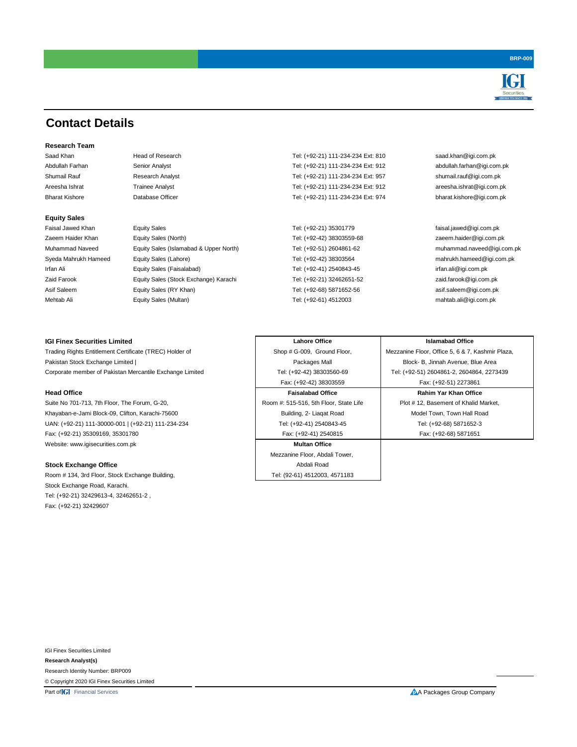# Contact Details

**Research Team**

| | | | |
|---|---|---|---|
| Saad Khan | Head of Research | Tel: (+92-21) 111-234-234 Ext: 810 | saad.khan@igi.com.pk |
| Abdullah Farhan | Senior Analyst | Tel: (+92-21) 111-234-234 Ext: 912 | abdullah.farhan@igi.com.pk |
| Shumail Rauf | Research Analyst | Tel: (+92-21) 111-234-234 Ext: 957 | shumail.rauf@igi.com.pk |
| Areesha Ishrat | Trainee Analyst | Tel: (+92-21) 111-234-234 Ext: 912 | areesha.ishrat@igi.com.pk |
| Bharat Kishore | Database Officer | Tel: (+92-21) 111-234-234 Ext: 974 | bharat.kishore@igi.com.pk |

**Equity Sales**

| | | | |
|---|---|---|---|
| Faisal Jawed Khan | Equity Sales | Tel: (+92-21) 35301779 | faisal.jawed@igi.com.pk |
| Zaeem Haider Khan | Equity Sales (North) | Tel: (+92-42) 38303559-68 | zaeem.haider@igi.com.pk |
| Muhammad Naveed | Equity Sales (Islamabad & Upper North) | Tel: (+92-51) 2604861-62 | muhammad.naveed@igi.com.pk |
| Syeda Mahrukh Hameed | Equity Sales (Lahore) | Tel: (+92-42) 38303564 | mahrukh.hameed@igi.com.pk |
| Irfan Ali | Equity Sales (Faisalabad) | Tel: (+92-41) 2540843-45 | irfan.ali@igi.com.pk |
| Zaid Farook | Equity Sales (Stock Exchange) Karachi | Tel: (+92-21) 32462651-52 | zaid.farook@igi.com.pk |
| Asif Saleem | Equity Sales (RY Khan) | Tel: (+92-68) 5871652-56 | asif.saleem@igi.com.pk |
| Mehtab Ali | Equity Sales (Multan) | Tel: (+92-61) 4512003 | mahtab.ali@igi.com.pk |

**IGI Finex Securities Limited**

Trading Rights Entitlement Certificate (TREC) Holder of Pakistan Stock Exchange Limited |
Corporate member of Pakistan Mercantile Exchange Limited

**Head Office**

Suite No 701-713, 7th Floor, The Forum, G-20,
Khayaban-e-Jami Block-09, Clifton, Karachi-75600
UAN: (+92-21) 111-30000-001 | (+92-21) 111-234-234
Fax: (+92-21) 35309169, 35301780
Website: www.igisecurities.com.pk

**Stock Exchange Office**

Room # 134, 3rd Floor, Stock Exchange Building,
Stock Exchange Road, Karachi.
Tel: (+92-21) 32429613-4, 32462651-2 ,
Fax: (+92-21) 32429607

| **Lahore Office** | **Islamabad Office** |
|---|---|
| Shop # G-009, Ground Floor, Packages Mall<br>Tel: (+92-42) 38303560-69<br>Fax: (+92-42) 38303559 | Mezzanine Floor, Office 5, 6 & 7, Kashmir Plaza, Block- B, Jinnah Avenue, Blue Area<br>Tel: (+92-51) 2604861-2, 2604864, 2273439<br>Fax: (+92-51) 2273861 |
| **Faisalabad Office** | **Rahim Yar Khan Office** |
| Room #: 515-516, 5th Floor, State Life Building, 2- Liaqat Road<br>Tel: (+92-41) 2540843-45<br>Fax: (+92-41) 2540815 | Plot # 12, Basement of Khalid Market, Model Town, Town Hall Road<br>Tel: (+92-68) 5871652-3<br>Fax: (+92-68) 5871651 |
| **Multan Office** | |
| Mezzanine Floor, Abdali Tower, Abdali Road<br>Tel: (92-61) 4512003, 4571183 | |

IGI Finex Securities Limited
**Research Analyst(s)**
Research Identity Number: BRP009
© Copyright 2020 IGI Finex Securities Limited